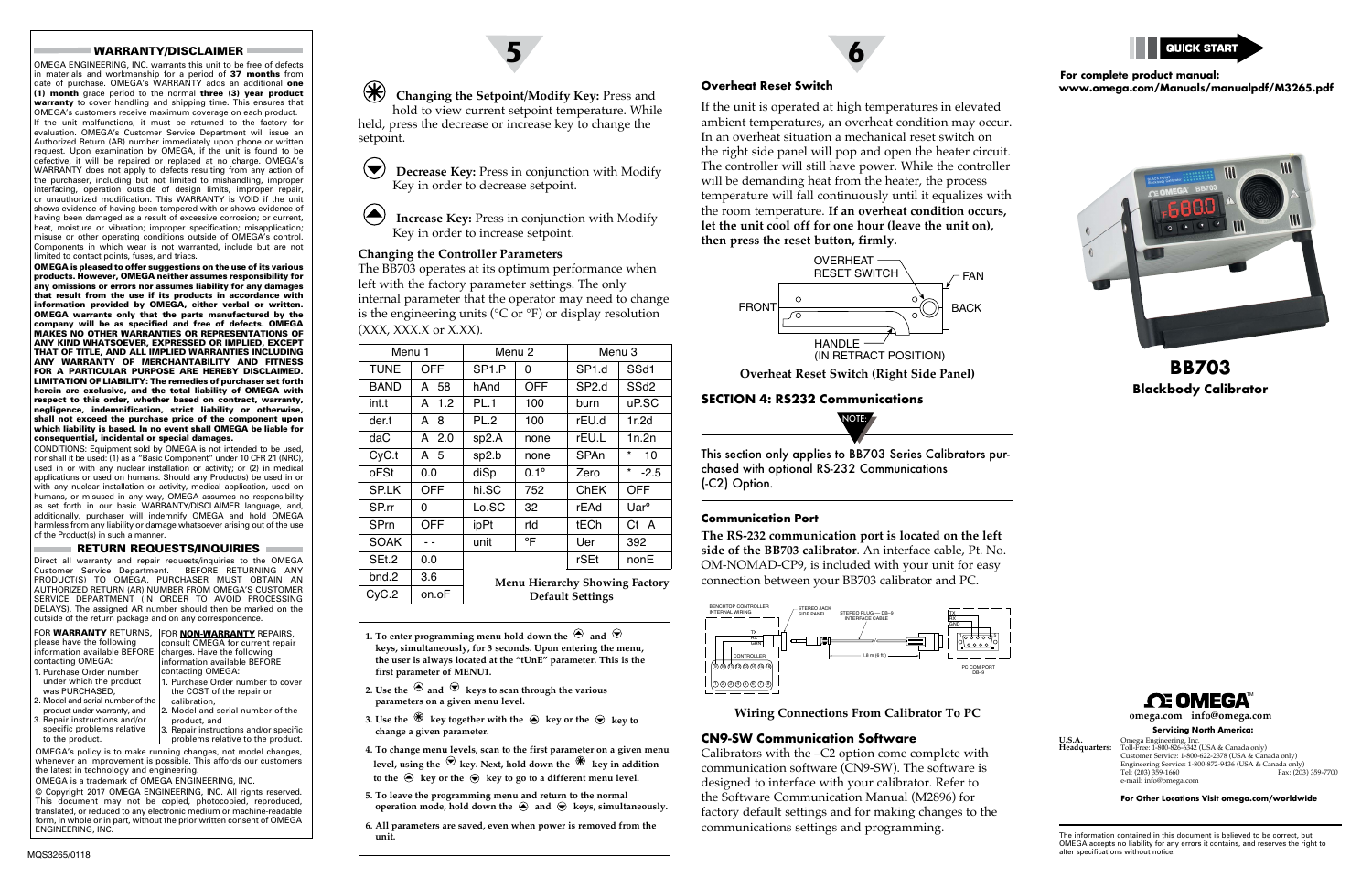## WARRANTY/DISCLAIMER

OMEGA ENGINEERING, INC. warrants this unit to be free of defects in materials and workmanship for a period of **37 months** from date of purchase. OMEGA's WARRANTY adds an additional **one (1) month** grace period to the normal **three (3) year product warranty** to cover handling and shipping time. This ensures that OMEGA's customers receive maximum coverage on each product.

If the unit malfunctions, it must be returned to the factory for evaluation. OMEGA's Customer Service Department will issue an Authorized Return (AR) number immediately upon phone or written request. Upon examination by OMEGA, if the unit is found to be defective, it will be repaired or replaced at no charge. OMEGA's WARRANTY does not apply to defects resulting from any action of the purchaser, including but not limited to mishandling, improper interfacing, operation outside of design limits, improper repair, or unauthorized modification. This WARRANTY is VOID if the unit shows evidence of having been tampered with or shows evidence of having been damaged as a result of excessive corrosion; or current, heat, moisture or vibration; improper specification; misapplication; misuse or other operating conditions outside of OMEGA's control. Components in which wear is not warranted, include but are not limited to contact points, fuses, and triacs.

**OMEGA is pleased to offer suggestions on the use of its various products. However, OMEGA neither assumes responsibility for any omissions or errors nor assumes liability for any damages that result from the use if its products in accordance with information provided by OMEGA, either verbal or written. OMEGA warrants only that the parts manufactured by the company will be as specified and free of defects. OMEGA MAKES NO OTHER WARRANTIES OR REPRESENTATIONS OF ANY KIND WHATSOEVER, EXPRESSED OR IMPLIED, EXCEPT THAT OF TITLE, AND ALL IMPLIED WARRANTIES INCLUDING ANY WARRANTY OF MERCHANTABILITY AND FITNESS FOR A PARTICULAR PURPOSE ARE HEREBY DISCLAIMED. LIMITATION OF LIABILITY: The remedies of purchaser set forth herein are exclusive, and the total liability of OMEGA with respect to this order, whether based on contract, warranty, negligence, indemnification, strict liability or otherwise, shall not exceed the purchase price of the component upon which liability is based. In no event shall OMEGA be liable for consequential, incidental or special damages.**

CONDITIONS: Equipment sold by OMEGA is not intended to be used, nor shall it be used: (1) as a "Basic Component" under 10 CFR 21 (NRC), used in or with any nuclear installation or activity; or (2) in medical applications or used on humans. Should any Product(s) be used in or with any nuclear installation or activity, medical application, used on humans, or misused in any way, OMEGA assumes no responsibility as set forth in our basic WARRANTY/DISCLAIMER language, and, additionally, purchaser will indemnify OMEGA and hold OMEGA harmless from any liability or damage whatsoever arising out of the use of the Product(s) in such a manner.

## RETURN REQUESTS/INQUIRIES

Direct all warranty and repair requests/inquiries to the OMEGA Customer Service Department. BEFORE RETURNING ANY PRODUCT(S) TO OMEGA, PURCHASER MUST OBTAIN AN AUTHORIZED RETURN (AR) NUMBER FROM OMEGA'S CUSTOMER SERVICE DEPARTMENT (IN ORDER TO AVOID PROCESSING DELAYS). The assigned AR number should then be marked on the outside of the return package and on any correspondence.

FOR **WARRANTY** RETURNS, please have the following information available BEFORE contacting OMEGA:

1. Purchase Order number under which the product was PURCHASED,
2. Model and serial number of the product under warranty, and
3. Repair instructions and/or specific problems relative to the product.

FOR **NON-WARRANTY** REPAIRS, consult OMEGA for current repair charges. Have the following information available BEFORE contacting OMEGA:

1. Purchase Order number to cover the COST of the repair or calibration,
2. Model and serial number of the product, and
3. Repair instructions and/or specific problems relative to the product.

OMEGA's policy is to make running changes, not model changes, whenever an improvement is possible. This affords our customers the latest in technology and engineering.

OMEGA is a trademark of OMEGA ENGINEERING, INC.

© Copyright 2017 OMEGA ENGINEERING, INC. All rights reserved. This document may not be copied, photocopied, reproduced, translated, or reduced to any electronic medium or machine-readable form, in whole or in part, without the prior written consent of OMEGA ENGINEERING, INC.

MQS3265/0118

**Changing the Setpoint/Modify Key:** Press and hold to view current setpoint temperature. While held, press the decrease or increase key to change the setpoint.

**Decrease Key:** Press in conjunction with Modify Key in order to decrease setpoint.

**Increase Key:** Press in conjunction with Modify Key in order to increase setpoint.

### Changing the Controller Parameters

The BB703 operates at its optimum performance when left with the factory parameter settings. The only internal parameter that the operator may need to change is the engineering units (°C or °F) or display resolution (XXX, XXX.X or X.XX).

| Menu 1 | | Menu 2 | | Menu 3 | |
|---|---|---|---|---|---|
| TUNE | OFF | SP1.P | 0 | SP1.d | SSd1 |
| BAND | A 58 | hAnd | OFF | SP2.d | SSd2 |
| int.t | A 1.2 | PL.1 | 100 | burn | uP.SC |
| der.t | A 8 | PL.2 | 100 | rEU.d | 1r.2d |
| daC | A 2.0 | sp2.A | none | rEU.L | 1n.2n |
| CyC.t | A 5 | sp2.b | none | SPAn | * 10 |
| oFSt | 0.0 | diSp | 0.1° | Zero | * -2.5 |
| SP.LK | OFF | hi.SC | 752 | ChEK | OFF |
| SP.rr | 0 | Lo.SC | 32 | rEAd | Uar° |
| SPrn | OFF | ipPt | rtd | tECh | Ct A |
| SOAK | - - | unit | °F | Uer | 392 |
| SEt.2 | 0.0 | | | rSEt | nonE |
| bnd.2 | 3.6 | | | | |
| CyC.2 | on.oF | | | | |

**Menu Hierarchy Showing Factory Default Settings**

1. **To enter programming menu hold down the ▲ and ▼ keys, simultaneously, for 3 seconds. Upon entering the menu, the user is always located at the "tUnE" parameter. This is the first parameter of MENU1.**
2. **Use the ▲ and ▼ keys to scan through the various parameters on a given menu level.**
3. **Use the ✱ key together with the ▲ key or the ▼ key to change a given parameter.**
4. **To change menu levels, scan to the first parameter on a given menu level, using the ▼ key. Next, hold down the ✱ key in addition to the ▲ key or the ▼ key to go to a different menu level.**
5. **To leave the programming menu and return to the normal operation mode, hold down the ▲ and ▼ keys, simultaneously.**
6. **All parameters are saved, even when power is removed from the unit.**

### Overheat Reset Switch

If the unit is operated at high temperatures in elevated ambient temperatures, an overheat condition may occur. In an overheat situation a mechanical reset switch on the right side panel will pop and open the heater circuit. The controller will still have power. While the controller will be demanding heat from the heater, the process temperature will fall continuously until it equalizes with the room temperature. **If an overheat condition occurs, let the unit cool off for one hour (leave the unit on), then press the reset button, firmly.**

OVERHEAT RESET SWITCH — FAN — FRONT — BACK — HANDLE (IN RETRACT POSITION)

**Overheat Reset Switch (Right Side Panel)**

## SECTION 4: RS232 Communications

NOTE:

This section only applies to BB703 Series Calibrators purchased with optional RS-232 Communications (-C2) Option.

### Communication Port

**The RS-232 communication port is located on the left side of the BB703 calibrator**. An interface cable, Pt. No. OM-NOMAD-CP9, is included with your unit for easy connection between your BB703 calibrator and PC.

BENCHTOP CONTROLLER INTERNAL WIRING — STEREO JACK SIDE PANEL — STEREO PLUG — DB-9 INTERFACE CABLE — TX RX GND — CONTROLLER — 1.8 m (6 ft.) — PC COM PORT DB-9

**Wiring Connections From Calibrator To PC**

### CN9-SW Communication Software

Calibrators with the –C2 option come complete with communication software (CN9-SW). The software is designed to interface with your calibrator. Refer to the Software Communication Manual (M2896) for factory default settings and for making changes to the communications settings and programming.

QUICK START

**For complete product manual: www.omega.com/Manuals/manualpdf/M3265.pdf**

# BB703

**Blackbody Calibrator**

OMEGA™

**omega.com info@omega.com**

**Servicing North America:**

**U.S.A. Headquarters:** Omega Engineering, Inc.
Toll-Free: 1-800-826-6342 (USA & Canada only)
Customer Service: 1-800-622-2378 (USA & Canada only)
Engineering Service: 1-800-872-9436 (USA & Canada only)
Tel: (203) 359-1660 Fax: (203) 359-7700
e-mail: info@omega.com

**For Other Locations Visit omega.com/worldwide**

The information contained in this document is believed to be correct, but OMEGA accepts no liability for any errors it contains, and reserves the right to alter specifications without notice.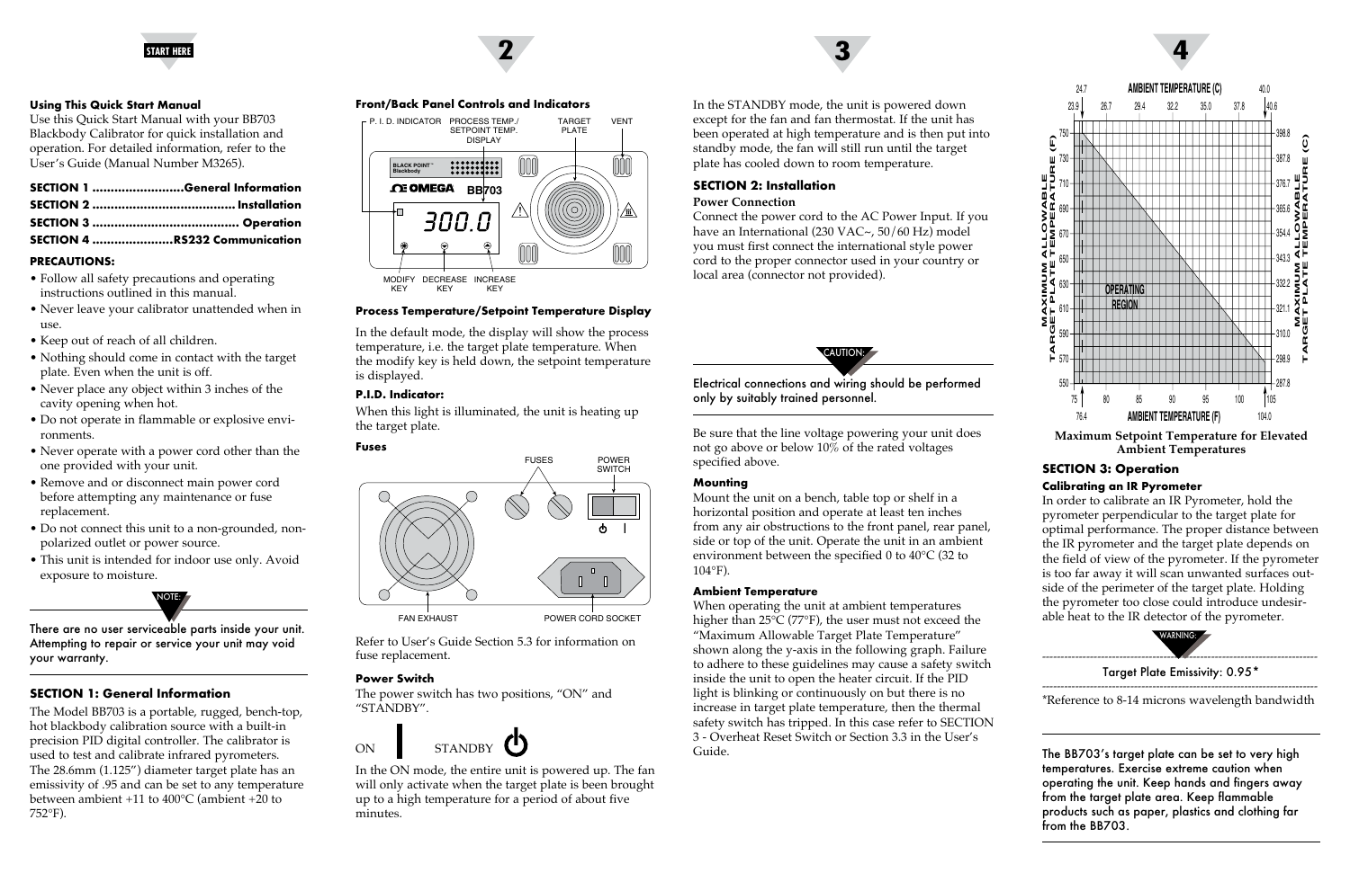START HERE

### Using This Quick Start Manual

Use this Quick Start Manual with your BB703 Blackbody Calibrator for quick installation and operation. For detailed information, refer to the User's Guide (Manual Number M3265).

**SECTION 1 .........................General Information**
**SECTION 2 ....................................... Installation**
**SECTION 3 ........................................ Operation**
**SECTION 4 ......................RS232 Communication**

### PRECAUTIONS:

- Follow all safety precautions and operating instructions outlined in this manual.
- Never leave your calibrator unattended when in use.
- Keep out of reach of all children.
- Nothing should come in contact with the target plate. Even when the unit is off.
- Never place any object within 3 inches of the cavity opening when hot.
- Do not operate in flammable or explosive environments.
- Never operate with a power cord other than the one provided with your unit.
- Remove and or disconnect main power cord before attempting any maintenance or fuse replacement.
- Do not connect this unit to a non-grounded, non-polarized outlet or power source.
- This unit is intended for indoor use only. Avoid exposure to moisture.

NOTE:

There are no user serviceable parts inside your unit. Attempting to repair or service your unit may void your warranty.

## SECTION 1: General Information

The Model BB703 is a portable, rugged, bench-top, hot blackbody calibration source with a built-in precision PID digital controller. The calibrator is used to test and calibrate infrared pyrometers. The 28.6mm (1.125") diameter target plate has an emissivity of .95 and can be set to any temperature between ambient +11 to 400°C (ambient +20 to 752°F).

2

### Front/Back Panel Controls and Indicators

P. I. D. INDICATOR
PROCESS TEMP./ SETPOINT TEMP. DISPLAY
TARGET PLATE
VENT
BLACK POINT™ Blackbody
OMEGA
BB703
300.0
MODIFY KEY
DECREASE KEY
INCREASE KEY

### Process Temperature/Setpoint Temperature Display

In the default mode, the display will show the process temperature, i.e. the target plate temperature. When the modify key is held down, the setpoint temperature is displayed.

### P.I.D. Indicator:

When this light is illuminated, the unit is heating up the target plate.

### Fuses

FUSES
POWER SWITCH
FAN EXHAUST
POWER CORD SOCKET

Refer to User's Guide Section 5.3 for information on fuse replacement.

### Power Switch

The power switch has two positions, "ON" and "STANDBY".

ON STANDBY

In the ON mode, the entire unit is powered up. The fan will only activate when the target plate is been brought up to a high temperature for a period of about five minutes.

3

In the STANDBY mode, the unit is powered down except for the fan and fan thermostat. If the unit has been operated at high temperature and is then put into standby mode, the fan will still run until the target plate has cooled down to room temperature.

## SECTION 2: Installation

### Power Connection

Connect the power cord to the AC Power Input. If you have an International (230 VAC~, 50/60 Hz) model you must first connect the international style power cord to the proper connector used in your country or local area (connector not provided).

CAUTION:

Electrical connections and wiring should be performed only by suitably trained personnel.

Be sure that the line voltage powering your unit does not go above or below 10% of the rated voltages specified above.

### Mounting

Mount the unit on a bench, table top or shelf in a horizontal position and operate at least ten inches from any air obstructions to the front panel, rear panel, side or top of the unit. Operate the unit in an ambient environment between the specified 0 to 40°C (32 to 104°F).

### Ambient Temperature

When operating the unit at ambient temperatures higher than 25°C (77°F), the user must not exceed the "Maximum Allowable Target Plate Temperature" shown along the y-axis in the following graph. Failure to adhere to these guidelines may cause a safety switch inside the unit to open the heater circuit. If the PID light is blinking or continuously on but there is no increase in target plate temperature, then the thermal safety switch has tripped. In this case refer to SECTION 3 - Overheat Reset Switch or Section 3.3 in the User's Guide.

4

AMBIENT TEMPERATURE (C)
24.7 40.0
23.9 26.7 29.4 32.2 35.0 37.8 40.6
MAXIMUM ALLOWABLE TARGET PLATE TEMPERATURE (F)
750 730 710 690 670 650 630 610 590 570 550
MAXIMUM ALLOWABLE TARGET PLATE TEMPERATURE (C)
398.8 387.8 376.7 365.6 354.4 343.3 332.2 321.1 310.0 298.9 287.8
OPERATING REGION
75 80 85 90 95 100 105
76.4 104.0
AMBIENT TEMPERATURE (F)

**Maximum Setpoint Temperature for Elevated Ambient Temperatures**

## SECTION 3: Operation

### Calibrating an IR Pyrometer

In order to calibrate an IR Pyrometer, hold the pyrometer perpendicular to the target plate for optimal performance. The proper distance between the IR pyrometer and the target plate depends on the field of view of the pyrometer. If the pyrometer is too far away it will scan unwanted surfaces outside of the perimeter of the target plate. Holding the pyrometer too close could introduce undesirable heat to the IR detector of the pyrometer.

WARNING:

Target Plate Emissivity: 0.95*

*Reference to 8-14 microns wavelength bandwidth

The BB703's target plate can be set to very high temperatures. Exercise extreme caution when operating the unit. Keep hands and fingers away from the target plate area. Keep flammable products such as paper, plastics and clothing far from the BB703.